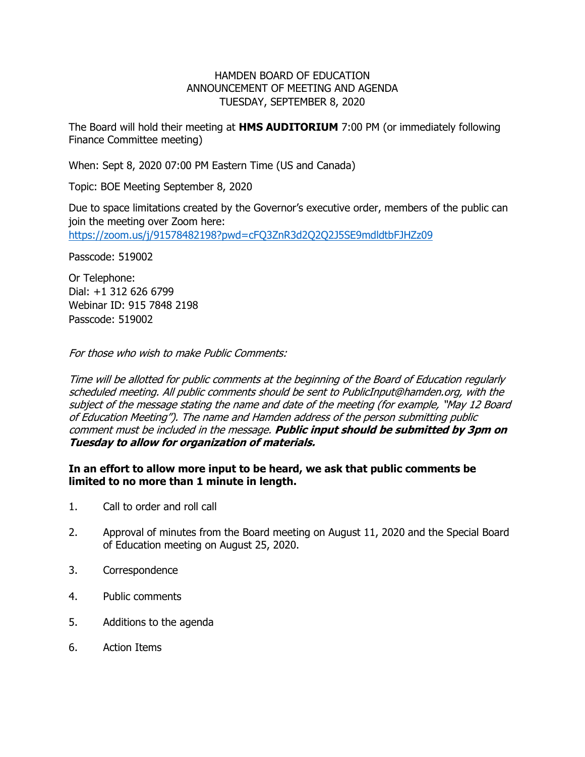HAMDEN BOARD OF EDUCATION
ANNOUNCEMENT OF MEETING AND AGENDA
TUESDAY, SEPTEMBER 8, 2020

The Board will hold their meeting at **HMS AUDITORIUM** 7:00 PM (or immediately following Finance Committee meeting)

When: Sept 8, 2020 07:00 PM Eastern Time (US and Canada)

Topic: BOE Meeting September 8, 2020

Due to space limitations created by the Governor's executive order, members of the public can join the meeting over Zoom here:
https://zoom.us/j/91578482198?pwd=cFQ3ZnR3d2Q2Q2J5SE9mdldtbFJHZz09

Passcode: 519002

Or Telephone:
Dial: +1 312 626 6799
Webinar ID: 915 7848 2198
Passcode: 519002

*For those who wish to make Public Comments:*

*Time will be allotted for public comments at the beginning of the Board of Education regularly scheduled meeting. All public comments should be sent to PublicInput@hamden.org, with the subject of the message stating the name and date of the meeting (for example, "May 12 Board of Education Meeting"). The name and Hamden address of the person submitting public comment must be included in the message.* ***Public input should be submitted by 3pm on Tuesday to allow for organization of materials.***

**In an effort to allow more input to be heard, we ask that public comments be limited to no more than 1 minute in length.**

1. Call to order and roll call
2. Approval of minutes from the Board meeting on August 11, 2020 and the Special Board of Education meeting on August 25, 2020.
3. Correspondence
4. Public comments
5. Additions to the agenda
6. Action Items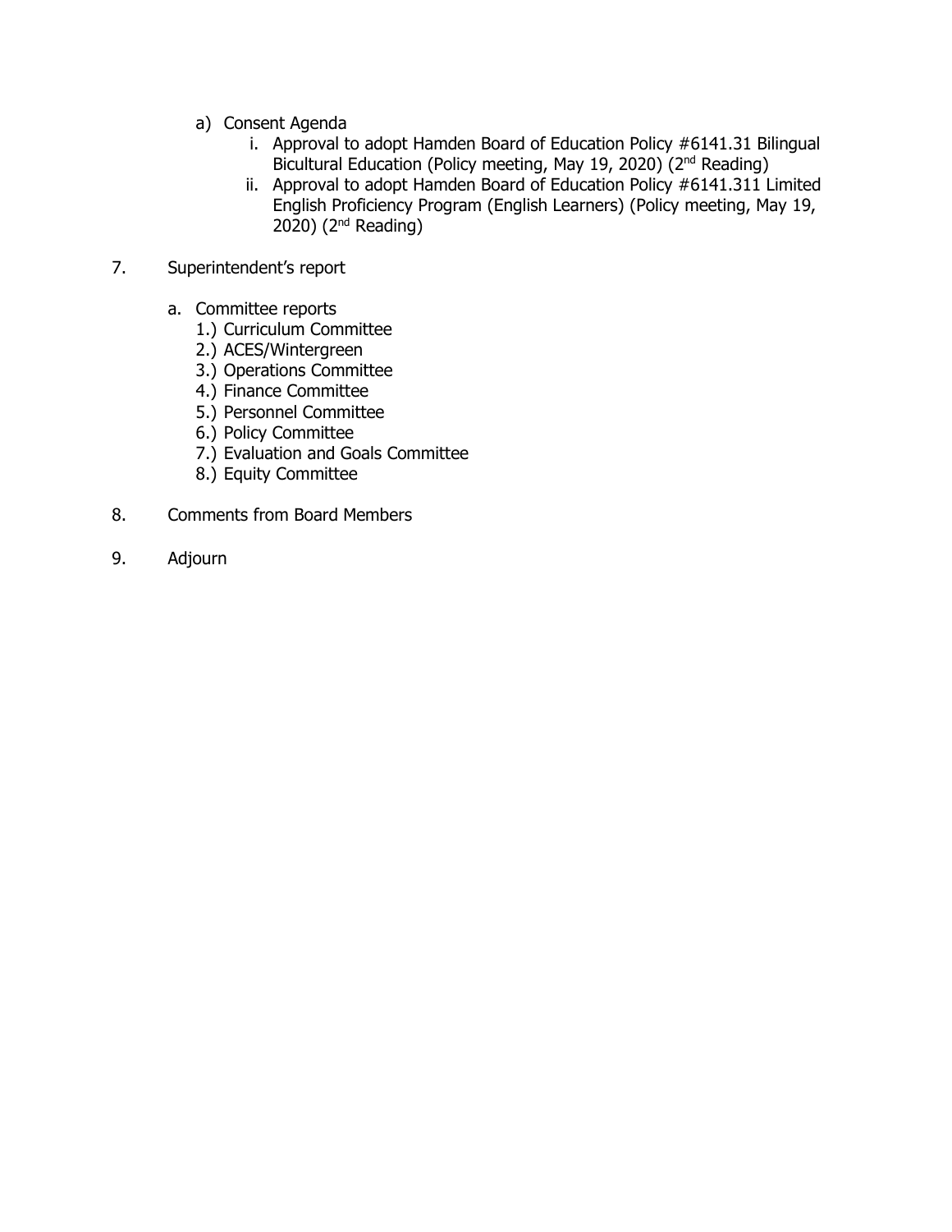a) Consent Agenda
    i. Approval to adopt Hamden Board of Education Policy #6141.31 Bilingual Bicultural Education (Policy meeting, May 19, 2020) (2nd Reading)
    ii. Approval to adopt Hamden Board of Education Policy #6141.311 Limited English Proficiency Program (English Learners) (Policy meeting, May 19, 2020) (2nd Reading)

7. Superintendent's report

    a. Committee reports
        1.) Curriculum Committee
        2.) ACES/Wintergreen
        3.) Operations Committee
        4.) Finance Committee
        5.) Personnel Committee
        6.) Policy Committee
        7.) Evaluation and Goals Committee
        8.) Equity Committee

8. Comments from Board Members

9. Adjourn